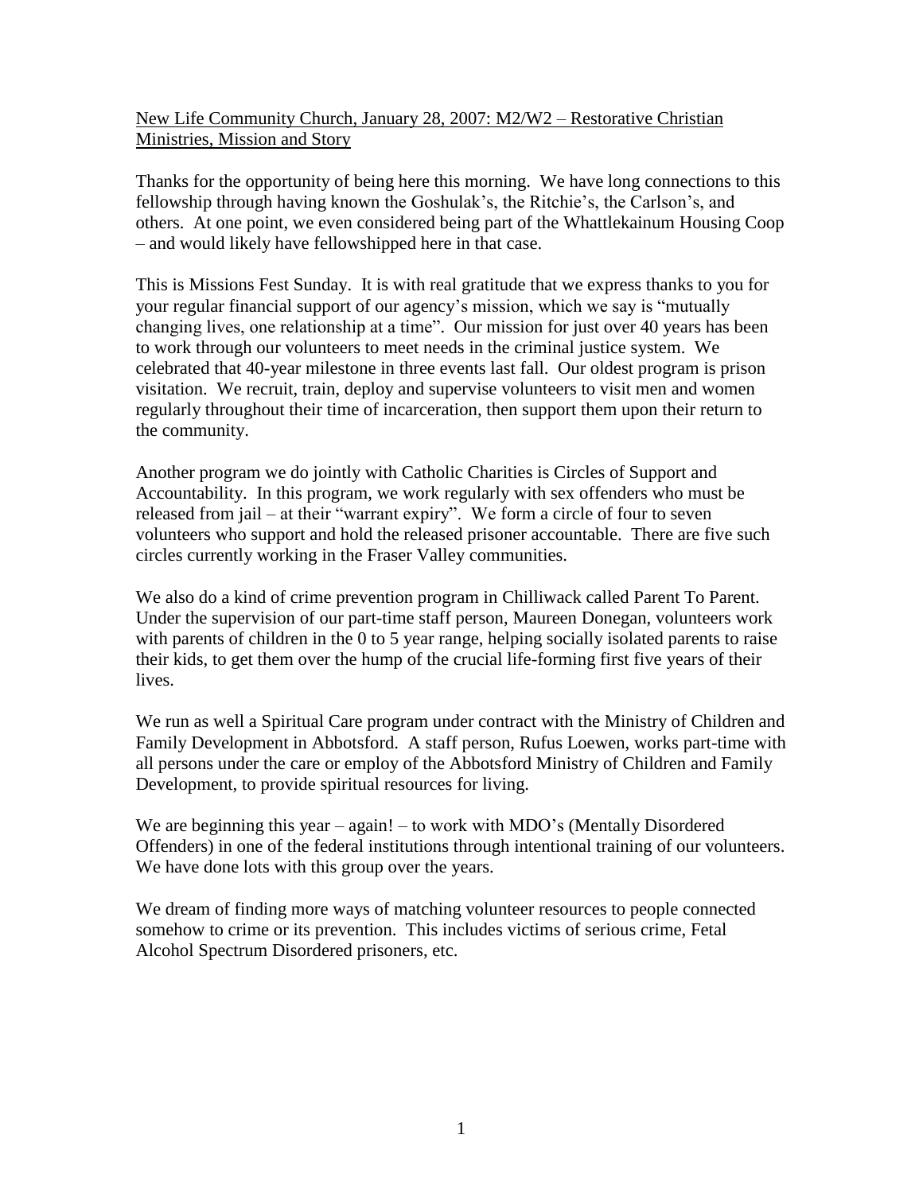New Life Community Church, January 28, 2007: M2/W2 – Restorative Christian Ministries, Mission and Story

Thanks for the opportunity of being here this morning. We have long connections to this fellowship through having known the Goshulak's, the Ritchie's, the Carlson's, and others. At one point, we even considered being part of the Whattlekainum Housing Coop – and would likely have fellowshipped here in that case.

This is Missions Fest Sunday. It is with real gratitude that we express thanks to you for your regular financial support of our agency's mission, which we say is "mutually changing lives, one relationship at a time". Our mission for just over 40 years has been to work through our volunteers to meet needs in the criminal justice system. We celebrated that 40-year milestone in three events last fall. Our oldest program is prison visitation. We recruit, train, deploy and supervise volunteers to visit men and women regularly throughout their time of incarceration, then support them upon their return to the community.

Another program we do jointly with Catholic Charities is Circles of Support and Accountability. In this program, we work regularly with sex offenders who must be released from jail – at their "warrant expiry". We form a circle of four to seven volunteers who support and hold the released prisoner accountable. There are five such circles currently working in the Fraser Valley communities.

We also do a kind of crime prevention program in Chilliwack called Parent To Parent. Under the supervision of our part-time staff person, Maureen Donegan, volunteers work with parents of children in the 0 to 5 year range, helping socially isolated parents to raise their kids, to get them over the hump of the crucial life-forming first five years of their lives.

We run as well a Spiritual Care program under contract with the Ministry of Children and Family Development in Abbotsford. A staff person, Rufus Loewen, works part-time with all persons under the care or employ of the Abbotsford Ministry of Children and Family Development, to provide spiritual resources for living.

We are beginning this year – again! – to work with MDO's (Mentally Disordered Offenders) in one of the federal institutions through intentional training of our volunteers. We have done lots with this group over the years.

We dream of finding more ways of matching volunteer resources to people connected somehow to crime or its prevention. This includes victims of serious crime, Fetal Alcohol Spectrum Disordered prisoners, etc.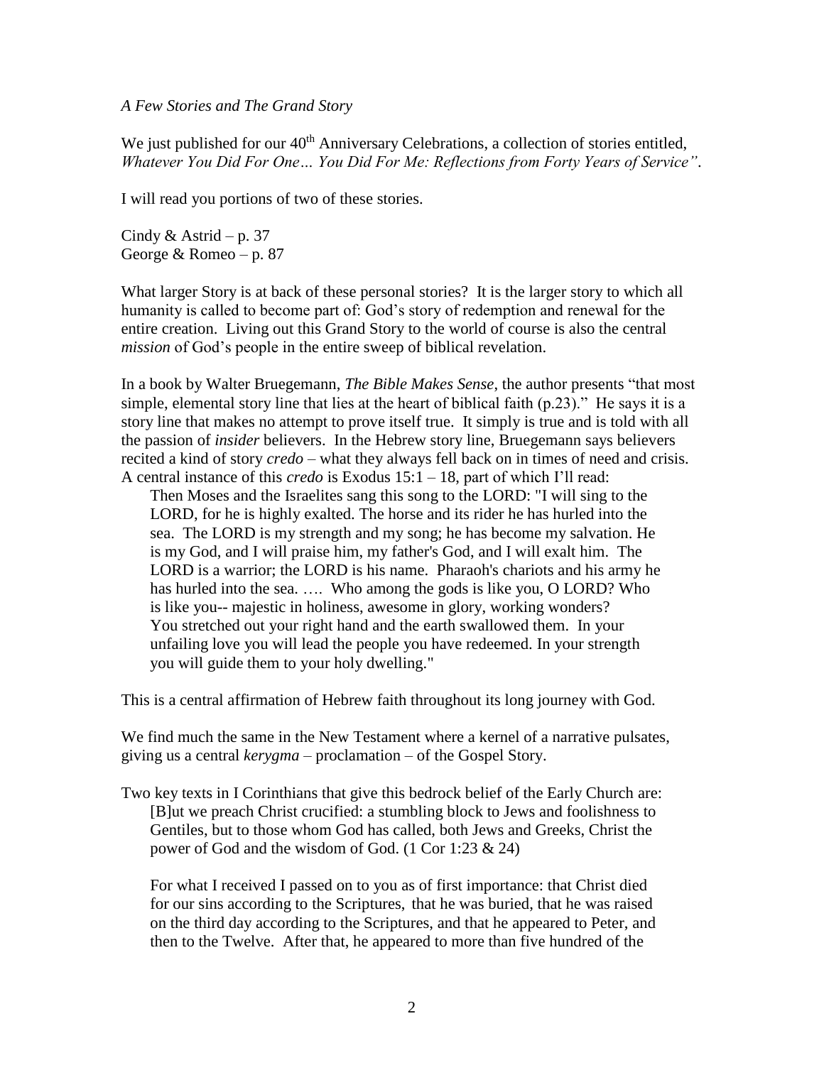*A Few Stories and The Grand Story*

We just published for our 40th Anniversary Celebrations, a collection of stories entitled, *Whatever You Did For One… You Did For Me: Reflections from Forty Years of Service"*.

I will read you portions of two of these stories.

Cindy & Astrid – p. 37
George & Romeo – p. 87

What larger Story is at back of these personal stories? It is the larger story to which all humanity is called to become part of: God's story of redemption and renewal for the entire creation. Living out this Grand Story to the world of course is also the central *mission* of God's people in the entire sweep of biblical revelation.

In a book by Walter Bruegemann, *The Bible Makes Sense*, the author presents "that most simple, elemental story line that lies at the heart of biblical faith (p.23)." He says it is a story line that makes no attempt to prove itself true. It simply is true and is told with all the passion of *insider* believers. In the Hebrew story line, Bruegemann says believers recited a kind of story *credo* – what they always fell back on in times of need and crisis. A central instance of this *credo* is Exodus 15:1 – 18, part of which I'll read:

> Then Moses and the Israelites sang this song to the LORD: "I will sing to the LORD, for he is highly exalted. The horse and its rider he has hurled into the sea. The LORD is my strength and my song; he has become my salvation. He is my God, and I will praise him, my father's God, and I will exalt him. The LORD is a warrior; the LORD is his name. Pharaoh's chariots and his army he has hurled into the sea. …. Who among the gods is like you, O LORD? Who is like you-- majestic in holiness, awesome in glory, working wonders? You stretched out your right hand and the earth swallowed them. In your unfailing love you will lead the people you have redeemed. In your strength you will guide them to your holy dwelling."

This is a central affirmation of Hebrew faith throughout its long journey with God.

We find much the same in the New Testament where a kernel of a narrative pulsates, giving us a central *kerygma* – proclamation – of the Gospel Story.

Two key texts in I Corinthians that give this bedrock belief of the Early Church are:

> [B]ut we preach Christ crucified: a stumbling block to Jews and foolishness to Gentiles, but to those whom God has called, both Jews and Greeks, Christ the power of God and the wisdom of God. (1 Cor 1:23 & 24)
>
> For what I received I passed on to you as of first importance: that Christ died for our sins according to the Scriptures, that he was buried, that he was raised on the third day according to the Scriptures, and that he appeared to Peter, and then to the Twelve. After that, he appeared to more than five hundred of the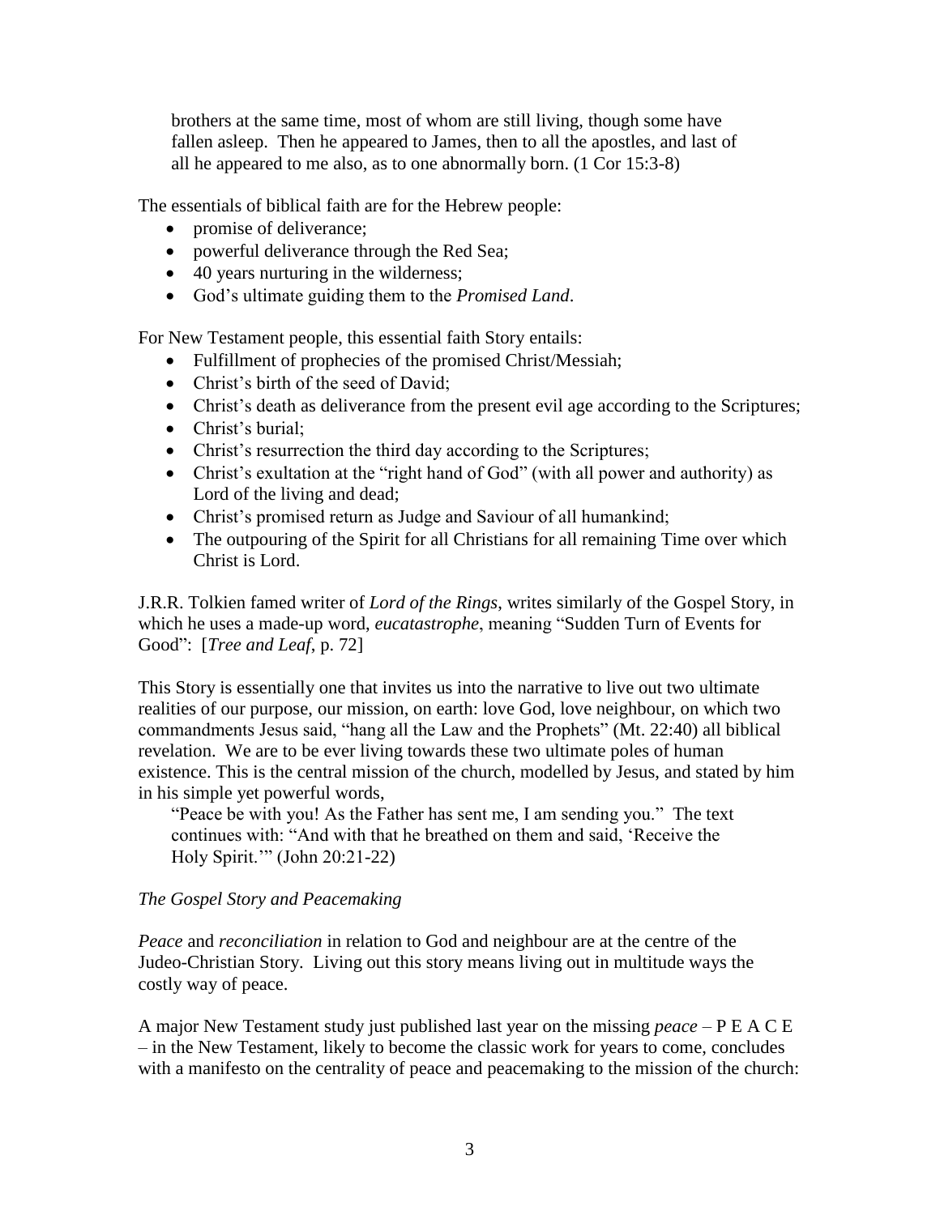> brothers at the same time, most of whom are still living, though some have fallen asleep. Then he appeared to James, then to all the apostles, and last of all he appeared to me also, as to one abnormally born. (1 Cor 15:3-8)

The essentials of biblical faith are for the Hebrew people:

- promise of deliverance;
- powerful deliverance through the Red Sea;
- 40 years nurturing in the wilderness;
- God's ultimate guiding them to the *Promised Land*.

For New Testament people, this essential faith Story entails:

- Fulfillment of prophecies of the promised Christ/Messiah;
- Christ's birth of the seed of David;
- Christ's death as deliverance from the present evil age according to the Scriptures;
- Christ's burial;
- Christ's resurrection the third day according to the Scriptures;
- Christ's exultation at the "right hand of God" (with all power and authority) as Lord of the living and dead;
- Christ's promised return as Judge and Saviour of all humankind;
- The outpouring of the Spirit for all Christians for all remaining Time over which Christ is Lord.

J.R.R. Tolkien famed writer of *Lord of the Rings*, writes similarly of the Gospel Story, in which he uses a made-up word, *eucatastrophe*, meaning "Sudden Turn of Events for Good": [*Tree and Leaf*, p. 72]

This Story is essentially one that invites us into the narrative to live out two ultimate realities of our purpose, our mission, on earth: love God, love neighbour, on which two commandments Jesus said, "hang all the Law and the Prophets" (Mt. 22:40) all biblical revelation. We are to be ever living towards these two ultimate poles of human existence. This is the central mission of the church, modelled by Jesus, and stated by him in his simple yet powerful words,

> "Peace be with you! As the Father has sent me, I am sending you." The text continues with: "And with that he breathed on them and said, 'Receive the Holy Spirit.'" (John 20:21-22)

*The Gospel Story and Peacemaking*

*Peace* and *reconciliation* in relation to God and neighbour are at the centre of the Judeo-Christian Story. Living out this story means living out in multitude ways the costly way of peace.

A major New Testament study just published last year on the missing *peace* – P E A C E – in the New Testament, likely to become the classic work for years to come, concludes with a manifesto on the centrality of peace and peacemaking to the mission of the church: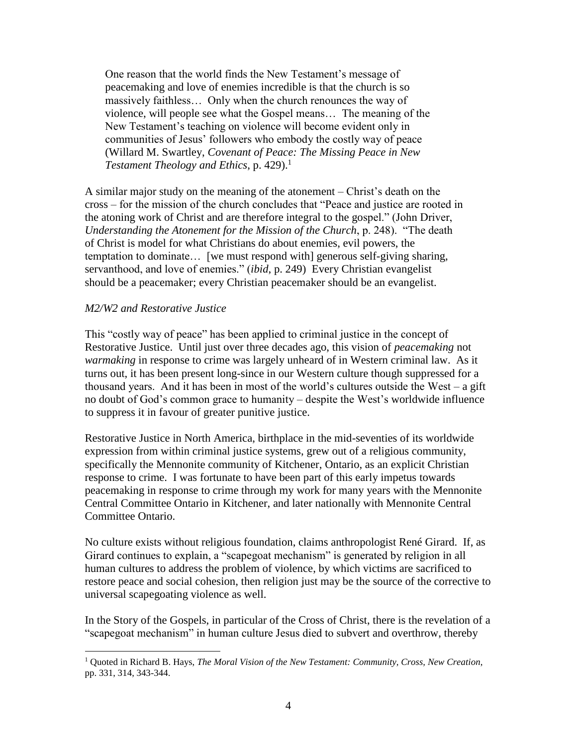> One reason that the world finds the New Testament's message of peacemaking and love of enemies incredible is that the church is so massively faithless… Only when the church renounces the way of violence, will people see what the Gospel means… The meaning of the New Testament's teaching on violence will become evident only in communities of Jesus' followers who embody the costly way of peace (Willard M. Swartley, *Covenant of Peace: The Missing Peace in New Testament Theology and Ethics*, p. 429).[1]

A similar major study on the meaning of the atonement – Christ's death on the cross – for the mission of the church concludes that "Peace and justice are rooted in the atoning work of Christ and are therefore integral to the gospel." (John Driver, *Understanding the Atonement for the Mission of the Church*, p. 248). "The death of Christ is model for what Christians do about enemies, evil powers, the temptation to dominate… [we must respond with] generous self-giving sharing, servanthood, and love of enemies." (*ibid*, p. 249) Every Christian evangelist should be a peacemaker; every Christian peacemaker should be an evangelist.

*M2/W2 and Restorative Justice*

This "costly way of peace" has been applied to criminal justice in the concept of Restorative Justice. Until just over three decades ago, this vision of *peacemaking* not *warmaking* in response to crime was largely unheard of in Western criminal law. As it turns out, it has been present long-since in our Western culture though suppressed for a thousand years. And it has been in most of the world's cultures outside the West – a gift no doubt of God's common grace to humanity – despite the West's worldwide influence to suppress it in favour of greater punitive justice.

Restorative Justice in North America, birthplace in the mid-seventies of its worldwide expression from within criminal justice systems, grew out of a religious community, specifically the Mennonite community of Kitchener, Ontario, as an explicit Christian response to crime. I was fortunate to have been part of this early impetus towards peacemaking in response to crime through my work for many years with the Mennonite Central Committee Ontario in Kitchener, and later nationally with Mennonite Central Committee Ontario.

No culture exists without religious foundation, claims anthropologist René Girard. If, as Girard continues to explain, a "scapegoat mechanism" is generated by religion in all human cultures to address the problem of violence, by which victims are sacrificed to restore peace and social cohesion, then religion just may be the source of the corrective to universal scapegoating violence as well.

In the Story of the Gospels, in particular of the Cross of Christ, there is the revelation of a "scapegoat mechanism" in human culture Jesus died to subvert and overthrow, thereby

---

[1] Quoted in Richard B. Hays, *The Moral Vision of the New Testament: Community, Cross, New Creation*, pp. 331, 314, 343-344.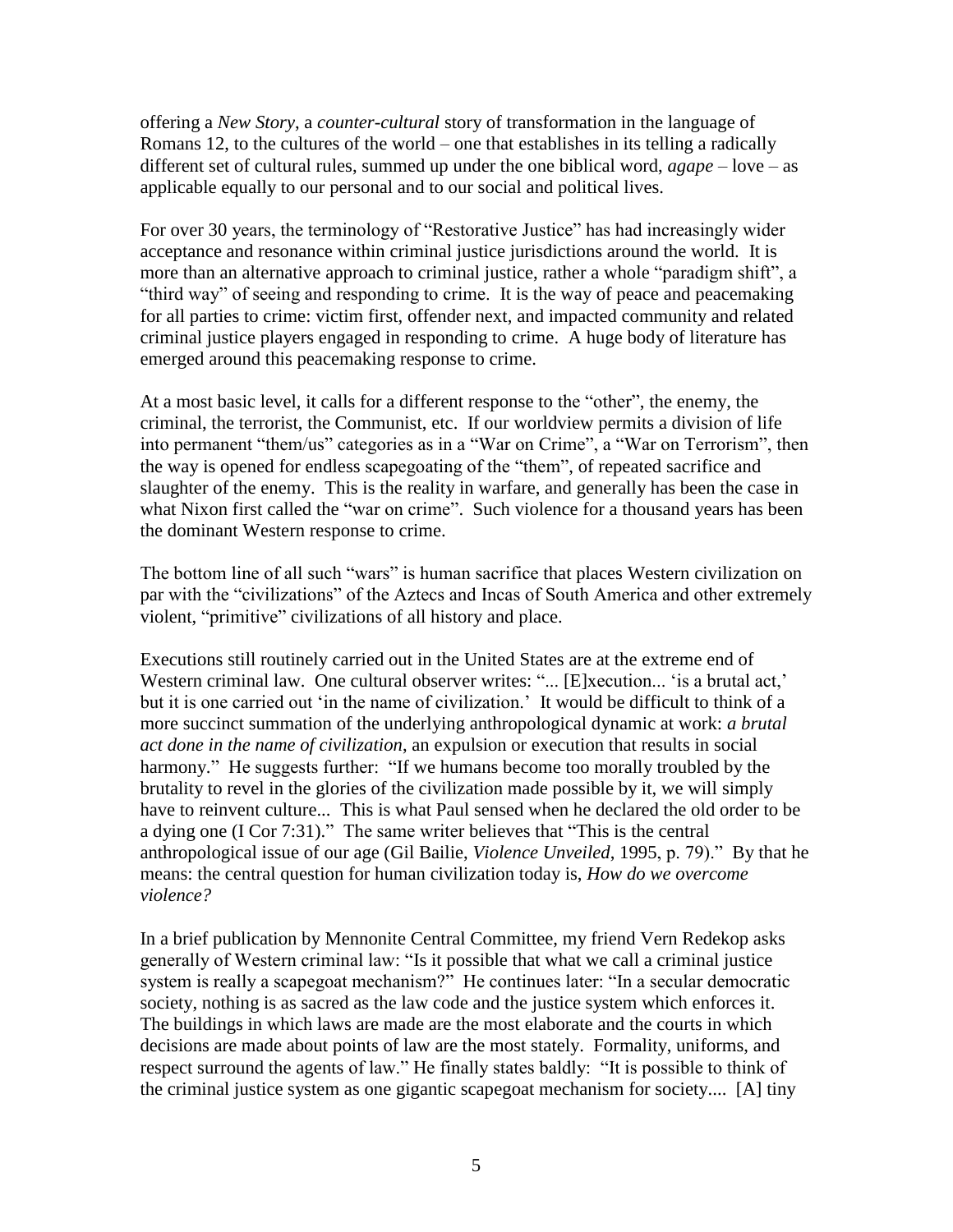offering a *New Story*, a *counter-cultural* story of transformation in the language of Romans 12, to the cultures of the world – one that establishes in its telling a radically different set of cultural rules, summed up under the one biblical word, *agape* – love – as applicable equally to our personal and to our social and political lives.

For over 30 years, the terminology of "Restorative Justice" has had increasingly wider acceptance and resonance within criminal justice jurisdictions around the world. It is more than an alternative approach to criminal justice, rather a whole "paradigm shift", a "third way" of seeing and responding to crime. It is the way of peace and peacemaking for all parties to crime: victim first, offender next, and impacted community and related criminal justice players engaged in responding to crime. A huge body of literature has emerged around this peacemaking response to crime.

At a most basic level, it calls for a different response to the "other", the enemy, the criminal, the terrorist, the Communist, etc. If our worldview permits a division of life into permanent "them/us" categories as in a "War on Crime", a "War on Terrorism", then the way is opened for endless scapegoating of the "them", of repeated sacrifice and slaughter of the enemy. This is the reality in warfare, and generally has been the case in what Nixon first called the "war on crime". Such violence for a thousand years has been the dominant Western response to crime.

The bottom line of all such "wars" is human sacrifice that places Western civilization on par with the "civilizations" of the Aztecs and Incas of South America and other extremely violent, "primitive" civilizations of all history and place.

Executions still routinely carried out in the United States are at the extreme end of Western criminal law. One cultural observer writes: "... [E]xecution... 'is a brutal act,' but it is one carried out 'in the name of civilization.' It would be difficult to think of a more succinct summation of the underlying anthropological dynamic at work: *a brutal act done in the name of civilization*, an expulsion or execution that results in social harmony." He suggests further: "If we humans become too morally troubled by the brutality to revel in the glories of the civilization made possible by it, we will simply have to reinvent culture... This is what Paul sensed when he declared the old order to be a dying one (I Cor 7:31)." The same writer believes that "This is the central anthropological issue of our age (Gil Bailie, *Violence Unveiled*, 1995, p. 79)." By that he means: the central question for human civilization today is, *How do we overcome violence?*

In a brief publication by Mennonite Central Committee, my friend Vern Redekop asks generally of Western criminal law: "Is it possible that what we call a criminal justice system is really a scapegoat mechanism?" He continues later: "In a secular democratic society, nothing is as sacred as the law code and the justice system which enforces it. The buildings in which laws are made are the most elaborate and the courts in which decisions are made about points of law are the most stately. Formality, uniforms, and respect surround the agents of law." He finally states baldly: "It is possible to think of the criminal justice system as one gigantic scapegoat mechanism for society.... [A] tiny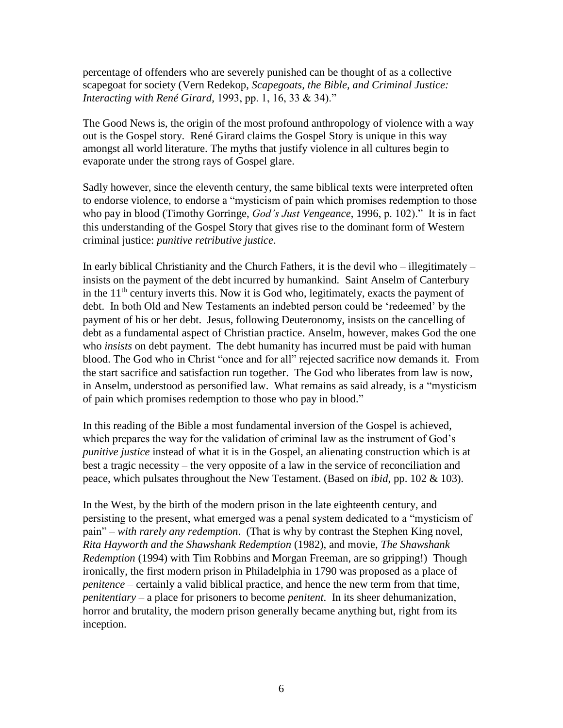percentage of offenders who are severely punished can be thought of as a collective scapegoat for society (Vern Redekop, *Scapegoats, the Bible, and Criminal Justice: Interacting with René Girard*, 1993, pp. 1, 16, 33 & 34)."

The Good News is, the origin of the most profound anthropology of violence with a way out is the Gospel story. René Girard claims the Gospel Story is unique in this way amongst all world literature. The myths that justify violence in all cultures begin to evaporate under the strong rays of Gospel glare.

Sadly however, since the eleventh century, the same biblical texts were interpreted often to endorse violence, to endorse a "mysticism of pain which promises redemption to those who pay in blood (Timothy Gorringe, *God's Just Vengeance*, 1996, p. 102)." It is in fact this understanding of the Gospel Story that gives rise to the dominant form of Western criminal justice: *punitive retributive justice*.

In early biblical Christianity and the Church Fathers, it is the devil who – illegitimately – insists on the payment of the debt incurred by humankind. Saint Anselm of Canterbury in the 11th century inverts this. Now it is God who, legitimately, exacts the payment of debt. In both Old and New Testaments an indebted person could be 'redeemed' by the payment of his or her debt. Jesus, following Deuteronomy, insists on the cancelling of debt as a fundamental aspect of Christian practice. Anselm, however, makes God the one who *insists* on debt payment. The debt humanity has incurred must be paid with human blood. The God who in Christ "once and for all" rejected sacrifice now demands it. From the start sacrifice and satisfaction run together. The God who liberates from law is now, in Anselm, understood as personified law. What remains as said already, is a "mysticism of pain which promises redemption to those who pay in blood."

In this reading of the Bible a most fundamental inversion of the Gospel is achieved, which prepares the way for the validation of criminal law as the instrument of God's *punitive justice* instead of what it is in the Gospel, an alienating construction which is at best a tragic necessity – the very opposite of a law in the service of reconciliation and peace, which pulsates throughout the New Testament. (Based on *ibid*, pp. 102 & 103).

In the West, by the birth of the modern prison in the late eighteenth century, and persisting to the present, what emerged was a penal system dedicated to a "mysticism of pain" – *with rarely any redemption*. (That is why by contrast the Stephen King novel, *Rita Hayworth and the Shawshank Redemption* (1982), and movie, *The Shawshank Redemption* (1994) with Tim Robbins and Morgan Freeman, are so gripping!) Though ironically, the first modern prison in Philadelphia in 1790 was proposed as a place of *penitence* – certainly a valid biblical practice, and hence the new term from that time, *penitentiary* – a place for prisoners to become *penitent*. In its sheer dehumanization, horror and brutality, the modern prison generally became anything but, right from its inception.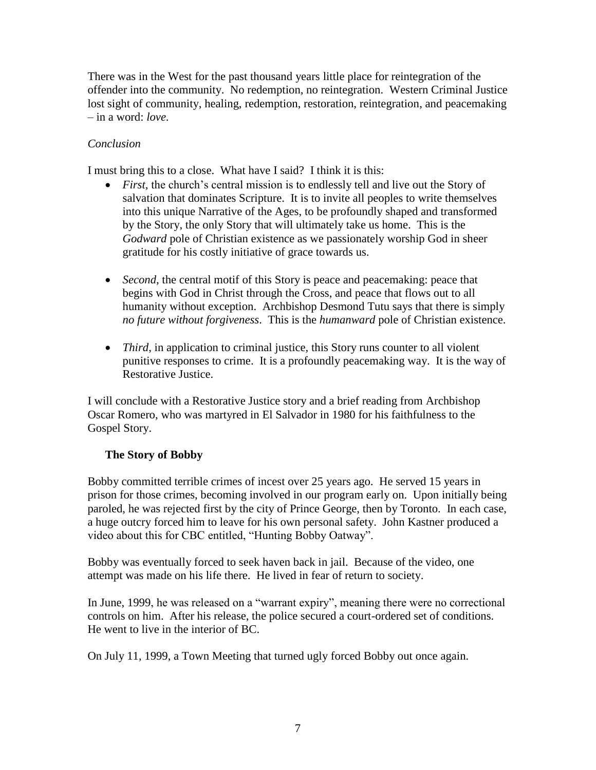There was in the West for the past thousand years little place for reintegration of the offender into the community. No redemption, no reintegration. Western Criminal Justice lost sight of community, healing, redemption, restoration, reintegration, and peacemaking – in a word: *love.*

*Conclusion*

I must bring this to a close. What have I said? I think it is this:

- *First*, the church's central mission is to endlessly tell and live out the Story of salvation that dominates Scripture. It is to invite all peoples to write themselves into this unique Narrative of the Ages, to be profoundly shaped and transformed by the Story, the only Story that will ultimately take us home. This is the *Godward* pole of Christian existence as we passionately worship God in sheer gratitude for his costly initiative of grace towards us.

- *Second*, the central motif of this Story is peace and peacemaking: peace that begins with God in Christ through the Cross, and peace that flows out to all humanity without exception. Archbishop Desmond Tutu says that there is simply *no future without forgiveness*. This is the *humanward* pole of Christian existence.

- *Third*, in application to criminal justice, this Story runs counter to all violent punitive responses to crime. It is a profoundly peacemaking way. It is the way of Restorative Justice.

I will conclude with a Restorative Justice story and a brief reading from Archbishop Oscar Romero, who was martyred in El Salvador in 1980 for his faithfulness to the Gospel Story.

**The Story of Bobby**

Bobby committed terrible crimes of incest over 25 years ago. He served 15 years in prison for those crimes, becoming involved in our program early on. Upon initially being paroled, he was rejected first by the city of Prince George, then by Toronto. In each case, a huge outcry forced him to leave for his own personal safety. John Kastner produced a video about this for CBC entitled, "Hunting Bobby Oatway".

Bobby was eventually forced to seek haven back in jail. Because of the video, one attempt was made on his life there. He lived in fear of return to society.

In June, 1999, he was released on a "warrant expiry", meaning there were no correctional controls on him. After his release, the police secured a court-ordered set of conditions. He went to live in the interior of BC.

On July 11, 1999, a Town Meeting that turned ugly forced Bobby out once again.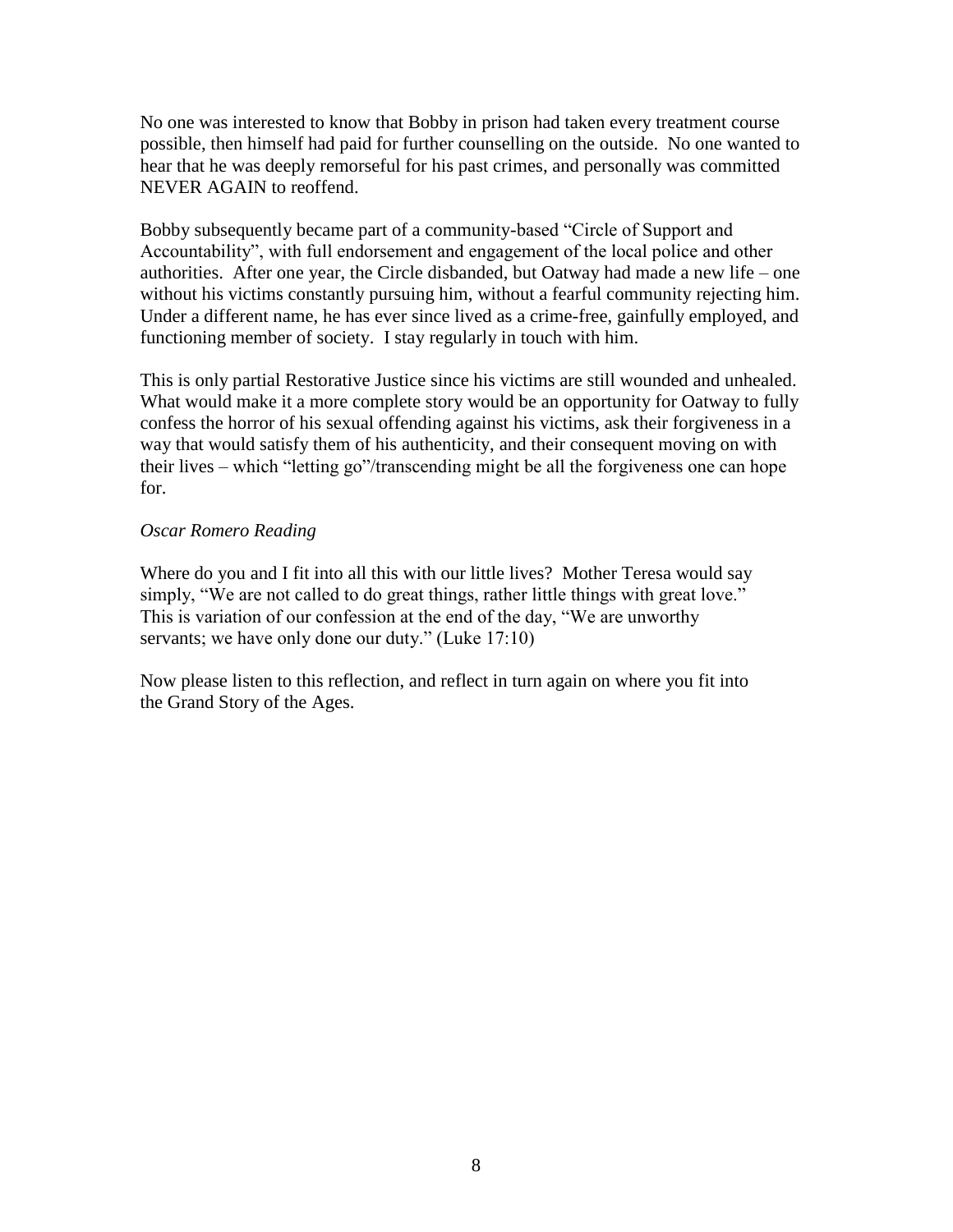No one was interested to know that Bobby in prison had taken every treatment course possible, then himself had paid for further counselling on the outside. No one wanted to hear that he was deeply remorseful for his past crimes, and personally was committed NEVER AGAIN to reoffend.

Bobby subsequently became part of a community-based "Circle of Support and Accountability", with full endorsement and engagement of the local police and other authorities. After one year, the Circle disbanded, but Oatway had made a new life – one without his victims constantly pursuing him, without a fearful community rejecting him. Under a different name, he has ever since lived as a crime-free, gainfully employed, and functioning member of society. I stay regularly in touch with him.

This is only partial Restorative Justice since his victims are still wounded and unhealed. What would make it a more complete story would be an opportunity for Oatway to fully confess the horror of his sexual offending against his victims, ask their forgiveness in a way that would satisfy them of his authenticity, and their consequent moving on with their lives – which "letting go"/transcending might be all the forgiveness one can hope for.

*Oscar Romero Reading*

Where do you and I fit into all this with our little lives? Mother Teresa would say simply, "We are not called to do great things, rather little things with great love." This is variation of our confession at the end of the day, "We are unworthy servants; we have only done our duty." (Luke 17:10)

Now please listen to this reflection, and reflect in turn again on where you fit into the Grand Story of the Ages.